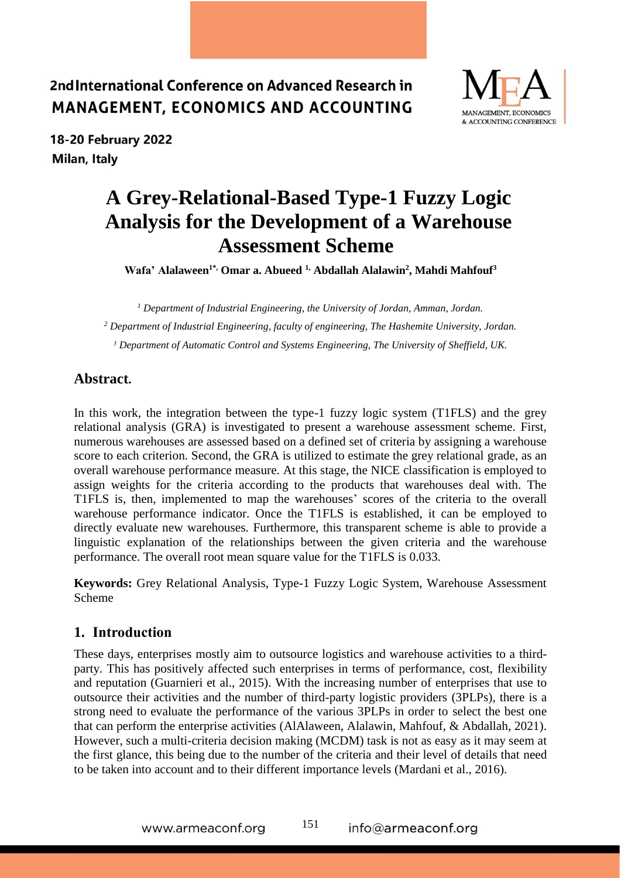# A Grey-Relational-Based Type-1 Fuzzy Logic Analysis for the Development of a Warehouse Assessment Scheme

**Wafa' Alalaween[1*], Omar a. Abueed [1], Abdallah Alalawin[2], Mahdi Mahfouf[3]**

*[1] Department of Industrial Engineering, the University of Jordan, Amman, Jordan.*

*[2] Department of Industrial Engineering, faculty of engineering, The Hashemite University, Jordan.*

*[3] Department of Automatic Control and Systems Engineering, The University of Sheffield, UK.*

## Abstract.

In this work, the integration between the type-1 fuzzy logic system (T1FLS) and the grey relational analysis (GRA) is investigated to present a warehouse assessment scheme. First, numerous warehouses are assessed based on a defined set of criteria by assigning a warehouse score to each criterion. Second, the GRA is utilized to estimate the grey relational grade, as an overall warehouse performance measure. At this stage, the NICE classification is employed to assign weights for the criteria according to the products that warehouses deal with. The T1FLS is, then, implemented to map the warehouses' scores of the criteria to the overall warehouse performance indicator. Once the T1FLS is established, it can be employed to directly evaluate new warehouses. Furthermore, this transparent scheme is able to provide a linguistic explanation of the relationships between the given criteria and the warehouse performance. The overall root mean square value for the T1FLS is 0.033.

**Keywords:** Grey Relational Analysis, Type-1 Fuzzy Logic System, Warehouse Assessment Scheme

## 1. Introduction

These days, enterprises mostly aim to outsource logistics and warehouse activities to a third-party. This has positively affected such enterprises in terms of performance, cost, flexibility and reputation (Guarnieri et al., 2015). With the increasing number of enterprises that use to outsource their activities and the number of third-party logistic providers (3PLPs), there is a strong need to evaluate the performance of the various 3PLPs in order to select the best one that can perform the enterprise activities (AlAlaween, Alalawin, Mahfouf, & Abdallah, 2021). However, such a multi-criteria decision making (MCDM) task is not as easy as it may seem at the first glance, this being due to the number of the criteria and their level of details that need to be taken into account and to their different importance levels (Mardani et al., 2016).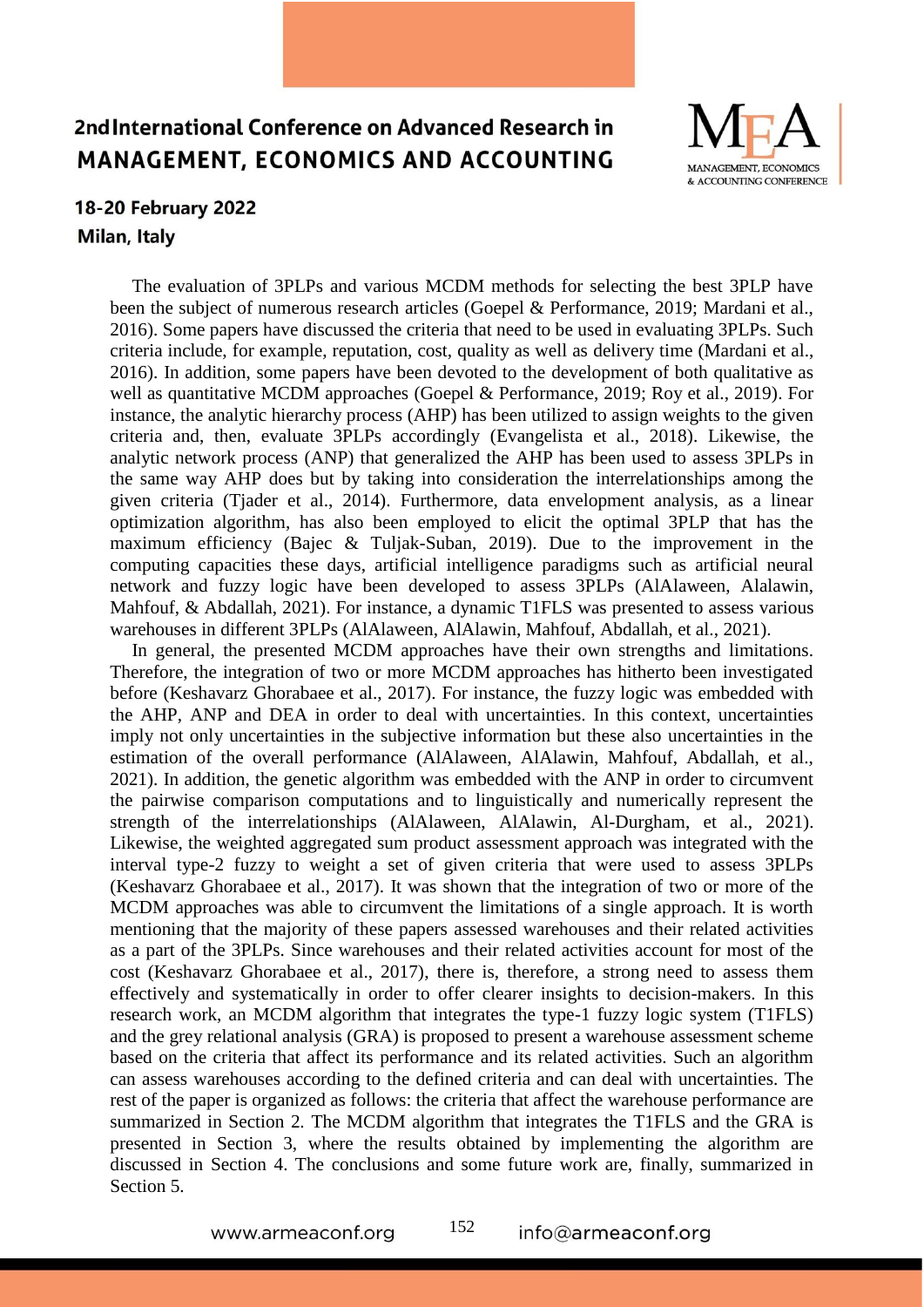The evaluation of 3PLPs and various MCDM methods for selecting the best 3PLP have been the subject of numerous research articles (Goepel & Performance, 2019; Mardani et al., 2016). Some papers have discussed the criteria that need to be used in evaluating 3PLPs. Such criteria include, for example, reputation, cost, quality as well as delivery time (Mardani et al., 2016). In addition, some papers have been devoted to the development of both qualitative as well as quantitative MCDM approaches (Goepel & Performance, 2019; Roy et al., 2019). For instance, the analytic hierarchy process (AHP) has been utilized to assign weights to the given criteria and, then, evaluate 3PLPs accordingly (Evangelista et al., 2018). Likewise, the analytic network process (ANP) that generalized the AHP has been used to assess 3PLPs in the same way AHP does but by taking into consideration the interrelationships among the given criteria (Tjader et al., 2014). Furthermore, data envelopment analysis, as a linear optimization algorithm, has also been employed to elicit the optimal 3PLP that has the maximum efficiency (Bajec & Tuljak-Suban, 2019). Due to the improvement in the computing capacities these days, artificial intelligence paradigms such as artificial neural network and fuzzy logic have been developed to assess 3PLPs (AlAlaween, Alalawin, Mahfouf, & Abdallah, 2021). For instance, a dynamic T1FLS was presented to assess various warehouses in different 3PLPs (AlAlaween, AlAlawin, Mahfouf, Abdallah, et al., 2021).

In general, the presented MCDM approaches have their own strengths and limitations. Therefore, the integration of two or more MCDM approaches has hitherto been investigated before (Keshavarz Ghorabaee et al., 2017). For instance, the fuzzy logic was embedded with the AHP, ANP and DEA in order to deal with uncertainties. In this context, uncertainties imply not only uncertainties in the subjective information but these also uncertainties in the estimation of the overall performance (AlAlaween, AlAlawin, Mahfouf, Abdallah, et al., 2021). In addition, the genetic algorithm was embedded with the ANP in order to circumvent the pairwise comparison computations and to linguistically and numerically represent the strength of the interrelationships (AlAlaween, AlAlawin, Al-Durgham, et al., 2021). Likewise, the weighted aggregated sum product assessment approach was integrated with the interval type-2 fuzzy to weight a set of given criteria that were used to assess 3PLPs (Keshavarz Ghorabaee et al., 2017). It was shown that the integration of two or more of the MCDM approaches was able to circumvent the limitations of a single approach. It is worth mentioning that the majority of these papers assessed warehouses and their related activities as a part of the 3PLPs. Since warehouses and their related activities account for most of the cost (Keshavarz Ghorabaee et al., 2017), there is, therefore, a strong need to assess them effectively and systematically in order to offer clearer insights to decision-makers. In this research work, an MCDM algorithm that integrates the type-1 fuzzy logic system (T1FLS) and the grey relational analysis (GRA) is proposed to present a warehouse assessment scheme based on the criteria that affect its performance and its related activities. Such an algorithm can assess warehouses according to the defined criteria and can deal with uncertainties. The rest of the paper is organized as follows: the criteria that affect the warehouse performance are summarized in Section 2. The MCDM algorithm that integrates the T1FLS and the GRA is presented in Section 3, where the results obtained by implementing the algorithm are discussed in Section 4. The conclusions and some future work are, finally, summarized in Section 5.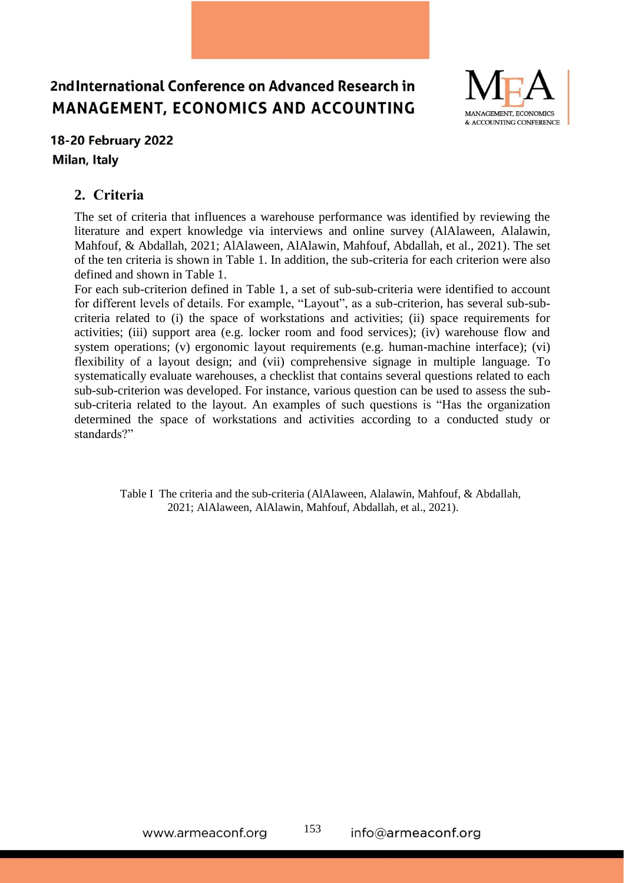## 2. Criteria

The set of criteria that influences a warehouse performance was identified by reviewing the literature and expert knowledge via interviews and online survey (AlAlaween, Alalawin, Mahfouf, & Abdallah, 2021; AlAlaween, AlAlawin, Mahfouf, Abdallah, et al., 2021). The set of the ten criteria is shown in Table 1. In addition, the sub-criteria for each criterion were also defined and shown in Table 1.

For each sub-criterion defined in Table 1, a set of sub-sub-criteria were identified to account for different levels of details. For example, "Layout", as a sub-criterion, has several sub-sub-criteria related to (i) the space of workstations and activities; (ii) space requirements for activities; (iii) support area (e.g. locker room and food services); (iv) warehouse flow and system operations; (v) ergonomic layout requirements (e.g. human-machine interface); (vi) flexibility of a layout design; and (vii) comprehensive signage in multiple language. To systematically evaluate warehouses, a checklist that contains several questions related to each sub-sub-criterion was developed. For instance, various question can be used to assess the sub-sub-criteria related to the layout. An examples of such questions is "Has the organization determined the space of workstations and activities according to a conducted study or standards?"

Table I The criteria and the sub-criteria (AlAlaween, Alalawin, Mahfouf, & Abdallah, 2021; AlAlaween, AlAlawin, Mahfouf, Abdallah, et al., 2021).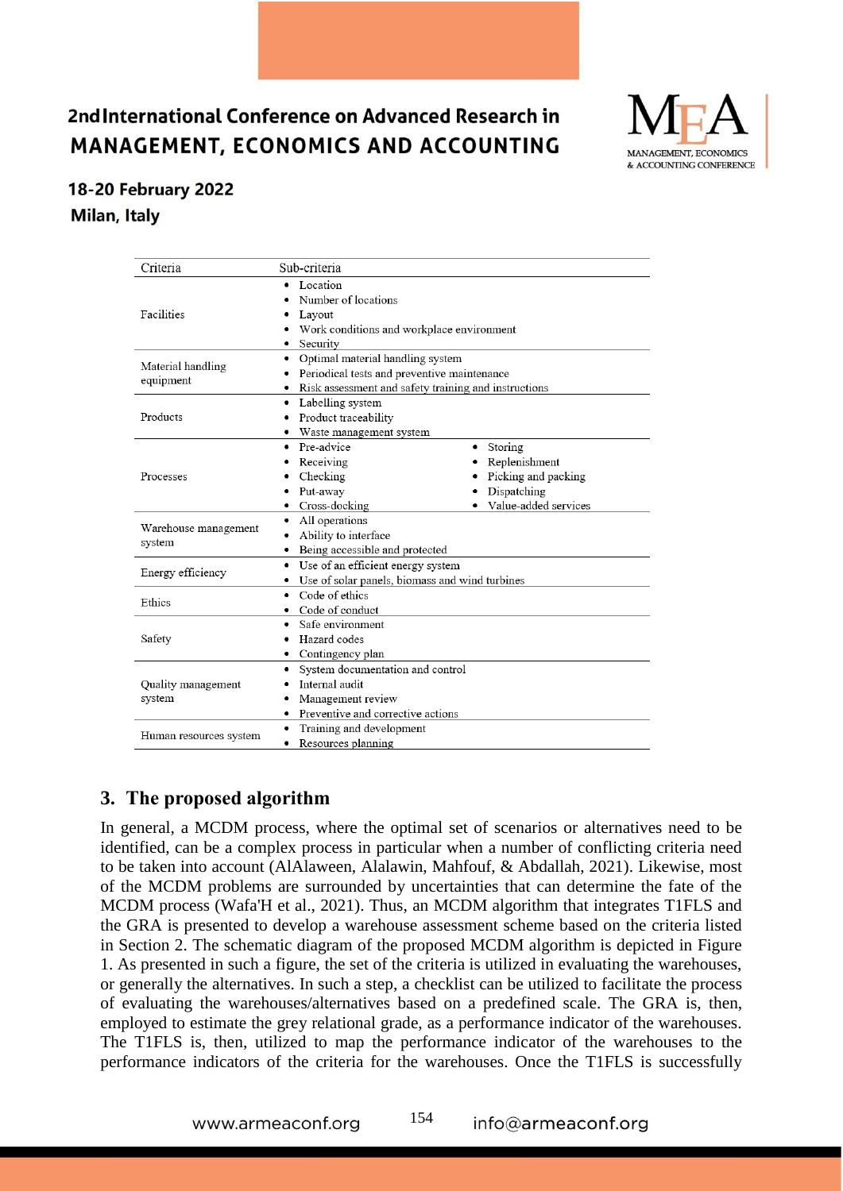| Criteria | Sub-criteria |
|---|---|
| Facilities | • Location<br>• Number of locations<br>• Layout<br>• Work conditions and workplace environment<br>• Security |
| Material handling equipment | • Optimal material handling system<br>• Periodical tests and preventive maintenance<br>• Risk assessment and safety training and instructions |
| Products | • Labelling system<br>• Product traceability<br>• Waste management system |
| Processes | • Pre-advice<br>• Receiving<br>• Checking<br>• Put-away<br>• Cross-docking<br>• Storing<br>• Replenishment<br>• Picking and packing<br>• Dispatching<br>• Value-added services |
| Warehouse management system | • All operations<br>• Ability to interface<br>• Being accessible and protected |
| Energy efficiency | • Use of an efficient energy system<br>• Use of solar panels, biomass and wind turbines |
| Ethics | • Code of ethics<br>• Code of conduct |
| Safety | • Safe environment<br>• Hazard codes<br>• Contingency plan |
| Quality management system | • System documentation and control<br>• Internal audit<br>• Management review<br>• Preventive and corrective actions |
| Human resources system | • Training and development<br>• Resources planning |

## 3. The proposed algorithm

In general, a MCDM process, where the optimal set of scenarios or alternatives need to be identified, can be a complex process in particular when a number of conflicting criteria need to be taken into account (AlAlaween, Alalawin, Mahfouf, & Abdallah, 2021). Likewise, most of the MCDM problems are surrounded by uncertainties that can determine the fate of the MCDM process (Wafa'H et al., 2021). Thus, an MCDM algorithm that integrates T1FLS and the GRA is presented to develop a warehouse assessment scheme based on the criteria listed in Section 2. The schematic diagram of the proposed MCDM algorithm is depicted in Figure 1. As presented in such a figure, the set of the criteria is utilized in evaluating the warehouses, or generally the alternatives. In such a step, a checklist can be utilized to facilitate the process of evaluating the warehouses/alternatives based on a predefined scale. The GRA is, then, employed to estimate the grey relational grade, as a performance indicator of the warehouses. The T1FLS is, then, utilized to map the performance indicator of the warehouses to the performance indicators of the criteria for the warehouses. Once the T1FLS is successfully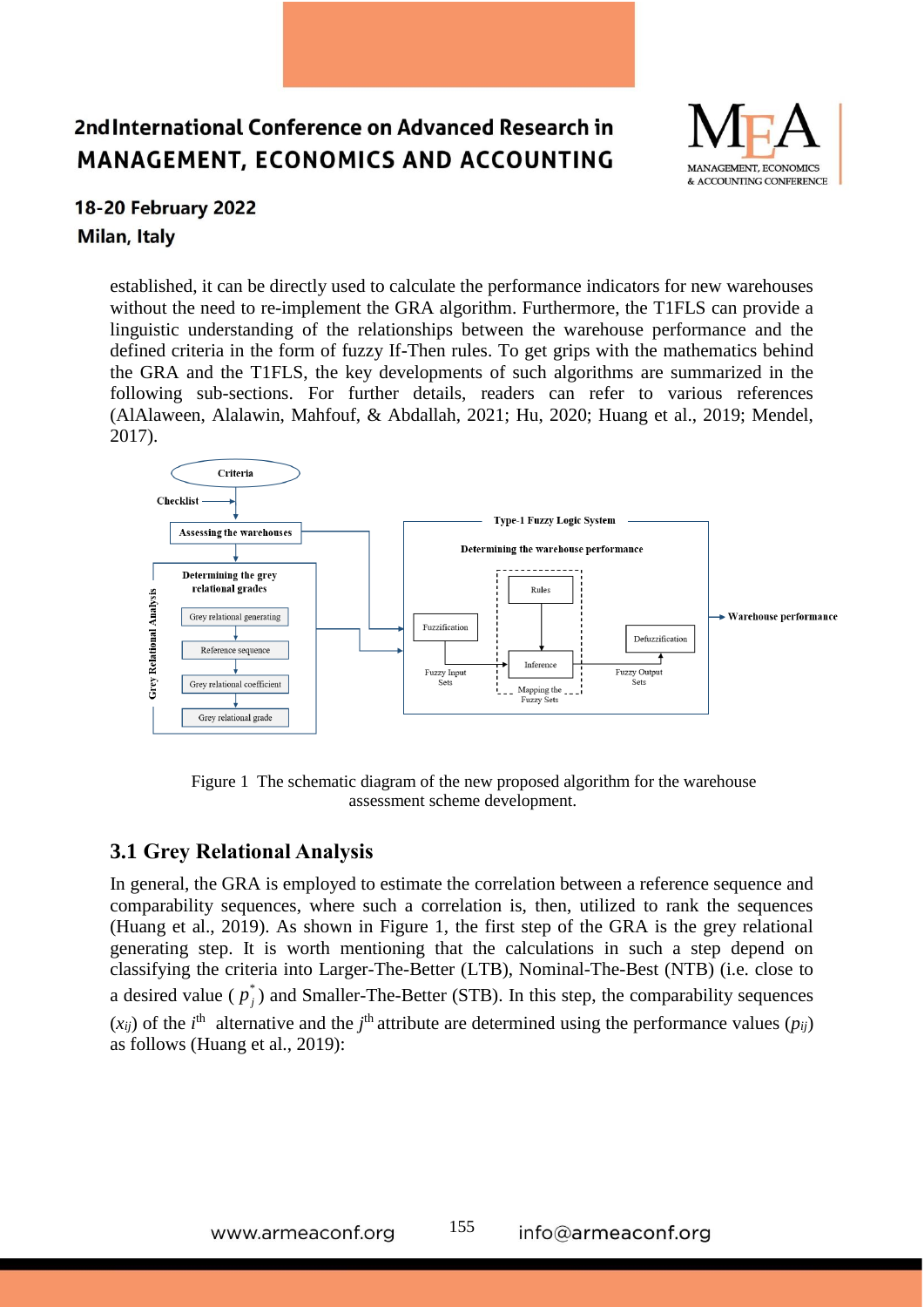established, it can be directly used to calculate the performance indicators for new warehouses without the need to re-implement the GRA algorithm. Furthermore, the T1FLS can provide a linguistic understanding of the relationships between the warehouse performance and the defined criteria in the form of fuzzy If-Then rules. To get grips with the mathematics behind the GRA and the T1FLS, the key developments of such algorithms are summarized in the following sub-sections. For further details, readers can refer to various references (AlAlaween, Alalawin, Mahfouf, & Abdallah, 2021; Hu, 2020; Huang et al., 2019; Mendel, 2017).

Figure 1 The schematic diagram of the new proposed algorithm for the warehouse assessment scheme development.

## 3.1 Grey Relational Analysis

In general, the GRA is employed to estimate the correlation between a reference sequence and comparability sequences, where such a correlation is, then, utilized to rank the sequences (Huang et al., 2019). As shown in Figure 1, the first step of the GRA is the grey relational generating step. It is worth mentioning that the calculations in such a step depend on classifying the criteria into Larger-The-Better (LTB), Nominal-The-Best (NTB) (i.e. close to a desired value ($p_j^*$) and Smaller-The-Better (STB). In this step, the comparability sequences ($x_{ij}$) of the $i^{th}$ alternative and the $j^{th}$ attribute are determined using the performance values ($p_{ij}$) as follows (Huang et al., 2019):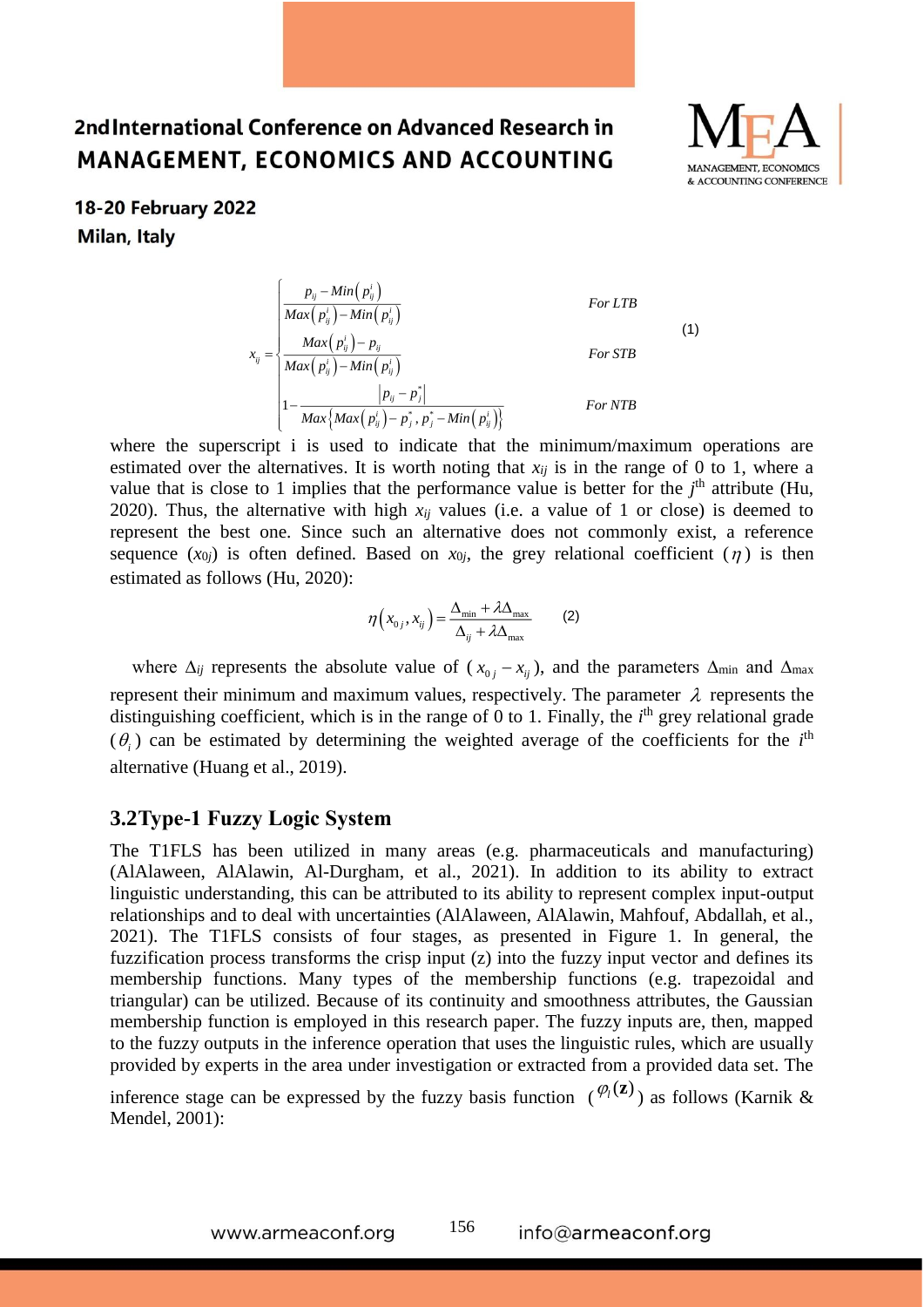$$x_{ij} = \begin{cases} \dfrac{p_{ij} - Min\left(p_{ij}^{i}\right)}{Max\left(p_{ij}^{i}\right) - Min\left(p_{ij}^{i}\right)} & For\ LTB \\ \dfrac{Max\left(p_{ij}^{i}\right) - p_{ij}}{Max\left(p_{ij}^{i}\right) - Min\left(p_{ij}^{i}\right)} & For\ STB \\ 1 - \dfrac{\left|p_{ij} - p_{j}^{*}\right|}{Max\left\{Max\left(p_{ij}^{i}\right) - p_{j}^{*}, p_{j}^{*} - Min\left(p_{ij}^{i}\right)\right\}} & For\ NTB \end{cases} \tag{1}$$

where the superscript i is used to indicate that the minimum/maximum operations are estimated over the alternatives. It is worth noting that $x_{ij}$ is in the range of 0 to 1, where a value that is close to 1 implies that the performance value is better for the $j^{th}$ attribute (Hu, 2020). Thus, the alternative with high $x_{ij}$ values (i.e. a value of 1 or close) is deemed to represent the best one. Since such an alternative does not commonly exist, a reference sequence ($x_{0j}$) is often defined. Based on $x_{0j}$, the grey relational coefficient ($\eta$) is then estimated as follows (Hu, 2020):

$$\eta\left(x_{0j}, x_{ij}\right) = \frac{\Delta_{\min} + \lambda\Delta_{\max}}{\Delta_{ij} + \lambda\Delta_{\max}} \tag{2}$$

where $\Delta_{ij}$ represents the absolute value of ($x_{0j} - x_{ij}$), and the parameters $\Delta_{\min}$ and $\Delta_{\max}$ represent their minimum and maximum values, respectively. The parameter $\lambda$ represents the distinguishing coefficient, which is in the range of 0 to 1. Finally, the $i^{th}$ grey relational grade ($\theta_i$) can be estimated by determining the weighted average of the coefficients for the $i^{th}$ alternative (Huang et al., 2019).

## 3.2Type-1 Fuzzy Logic System

The T1FLS has been utilized in many areas (e.g. pharmaceuticals and manufacturing) (AlAlaween, AlAlawin, Al-Durgham, et al., 2021). In addition to its ability to extract linguistic understanding, this can be attributed to its ability to represent complex input-output relationships and to deal with uncertainties (AlAlaween, AlAlawin, Mahfouf, Abdallah, et al., 2021). The T1FLS consists of four stages, as presented in Figure 1. In general, the fuzzification process transforms the crisp input (z) into the fuzzy input vector and defines its membership functions. Many types of the membership functions (e.g. trapezoidal and triangular) can be utilized. Because of its continuity and smoothness attributes, the Gaussian membership function is employed in this research paper. The fuzzy inputs are, then, mapped to the fuzzy outputs in the inference operation that uses the linguistic rules, which are usually provided by experts in the area under investigation or extracted from a provided data set. The inference stage can be expressed by the fuzzy basis function ($\varphi_l(\mathbf{z})$) as follows (Karnik & Mendel, 2001):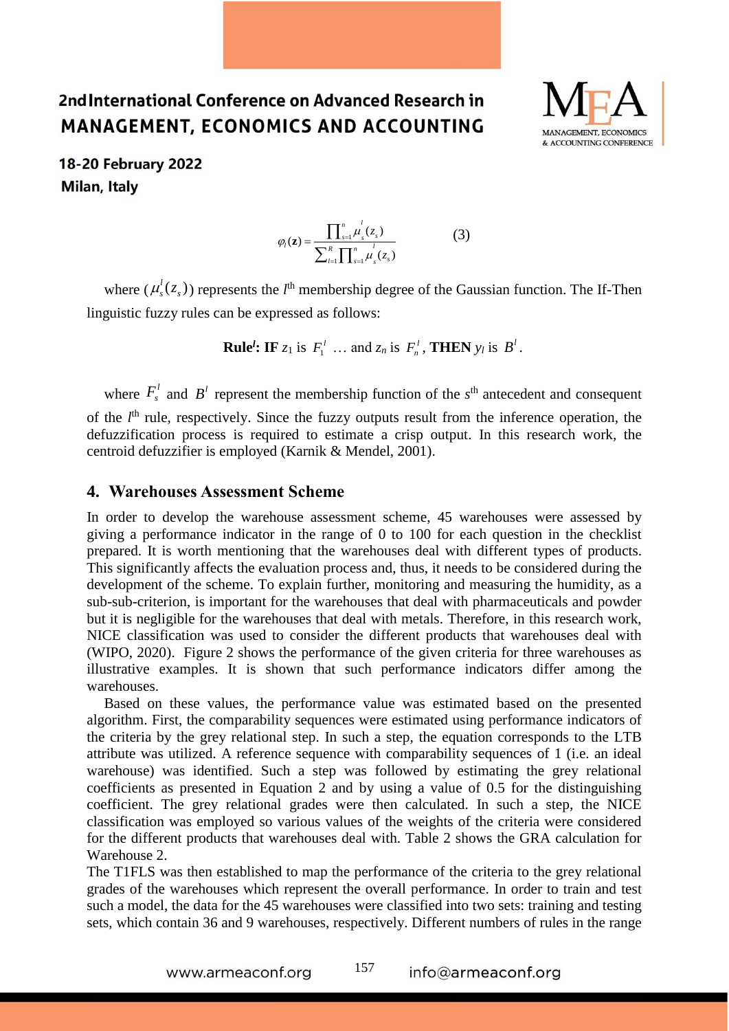$$\varphi_l(\mathbf{z}) = \frac{\prod_{s=1}^{n} \mu_s^l(z_s)}{\sum_{l=1}^{R} \prod_{s=1}^{n} \mu_s^l(z_s)} \qquad (3)$$

where ($\mu_s^l(z_s)$) represents the $l^{\text{th}}$ membership degree of the Gaussian function. The If-Then linguistic fuzzy rules can be expressed as follows:

**Rule$^l$: IF** $z_1$ is $F_1^l$ … and $z_n$ is $F_n^l$, **THEN** $y_l$ is $B^l$.

where $F_s^l$ and $B^l$ represent the membership function of the $s^{\text{th}}$ antecedent and consequent of the $l^{\text{th}}$ rule, respectively. Since the fuzzy outputs result from the inference operation, the defuzzification process is required to estimate a crisp output. In this research work, the centroid defuzzifier is employed (Karnik & Mendel, 2001).

## 4. Warehouses Assessment Scheme

In order to develop the warehouse assessment scheme, 45 warehouses were assessed by giving a performance indicator in the range of 0 to 100 for each question in the checklist prepared. It is worth mentioning that the warehouses deal with different types of products. This significantly affects the evaluation process and, thus, it needs to be considered during the development of the scheme. To explain further, monitoring and measuring the humidity, as a sub-sub-criterion, is important for the warehouses that deal with pharmaceuticals and powder but it is negligible for the warehouses that deal with metals. Therefore, in this research work, NICE classification was used to consider the different products that warehouses deal with (WIPO, 2020). Figure 2 shows the performance of the given criteria for three warehouses as illustrative examples. It is shown that such performance indicators differ among the warehouses.

Based on these values, the performance value was estimated based on the presented algorithm. First, the comparability sequences were estimated using performance indicators of the criteria by the grey relational step. In such a step, the equation corresponds to the LTB attribute was utilized. A reference sequence with comparability sequences of 1 (i.e. an ideal warehouse) was identified. Such a step was followed by estimating the grey relational coefficients as presented in Equation 2 and by using a value of 0.5 for the distinguishing coefficient. The grey relational grades were then calculated. In such a step, the NICE classification was employed so various values of the weights of the criteria were considered for the different products that warehouses deal with. Table 2 shows the GRA calculation for Warehouse 2.

The T1FLS was then established to map the performance of the criteria to the grey relational grades of the warehouses which represent the overall performance. In order to train and test such a model, the data for the 45 warehouses were classified into two sets: training and testing sets, which contain 36 and 9 warehouses, respectively. Different numbers of rules in the range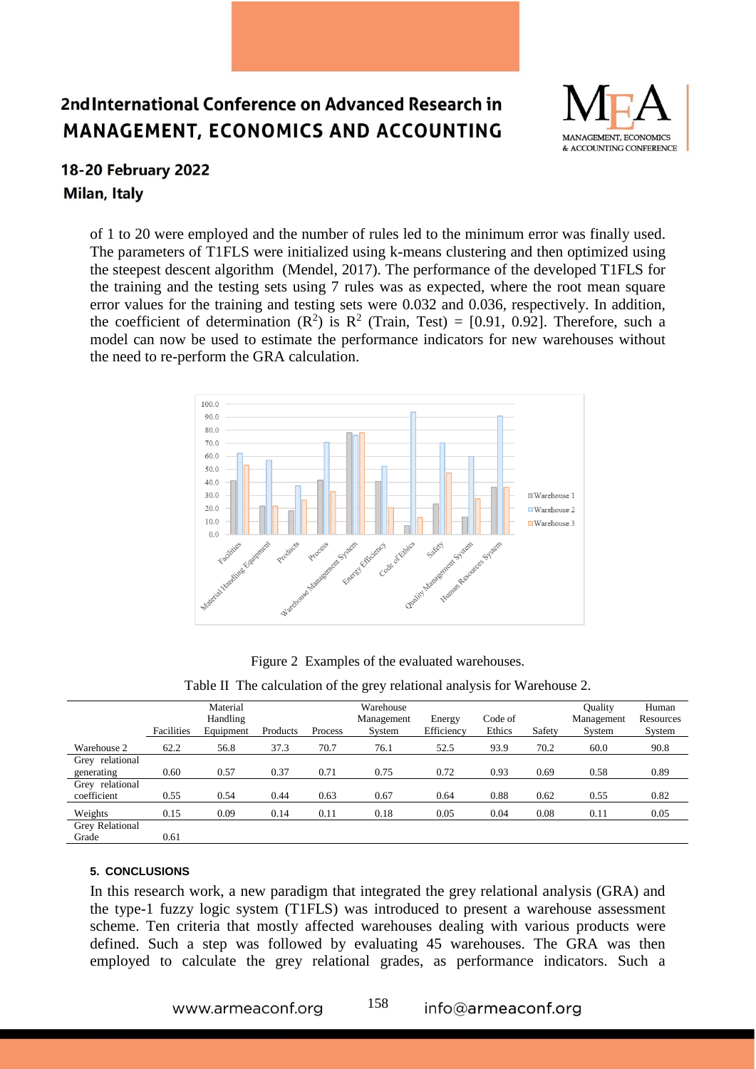of 1 to 20 were employed and the number of rules led to the minimum error was finally used. The parameters of T1FLS were initialized using k-means clustering and then optimized using the steepest descent algorithm (Mendel, 2017). The performance of the developed T1FLS for the training and the testing sets using 7 rules was as expected, where the root mean square error values for the training and testing sets were 0.032 and 0.036, respectively. In addition, the coefficient of determination ($R^2$) is $R^2$ (Train, Test) = [0.91, 0.92]. Therefore, such a model can now be used to estimate the performance indicators for new warehouses without the need to re-perform the GRA calculation.

Figure 2 Examples of the evaluated warehouses.

Table II The calculation of the grey relational analysis for Warehouse 2.

| | Facilities | Material Handling Equipment | Products | Process | Warehouse Management System | Energy Efficiency | Code of Ethics | Safety | Quality Management System | Human Resources System |
|---|---|---|---|---|---|---|---|---|---|---|
| Warehouse 2 | 62.2 | 56.8 | 37.3 | 70.7 | 76.1 | 52.5 | 93.9 | 70.2 | 60.0 | 90.8 |
| Grey relational generating | 0.60 | 0.57 | 0.37 | 0.71 | 0.75 | 0.72 | 0.93 | 0.69 | 0.58 | 0.89 |
| Grey relational coefficient | 0.55 | 0.54 | 0.44 | 0.63 | 0.67 | 0.64 | 0.88 | 0.62 | 0.55 | 0.82 |
| Weights | 0.15 | 0.09 | 0.14 | 0.11 | 0.18 | 0.05 | 0.04 | 0.08 | 0.11 | 0.05 |
| Grey Relational Grade | 0.61 | | | | | | | | | |

## 5. CONCLUSIONS

In this research work, a new paradigm that integrated the grey relational analysis (GRA) and the type-1 fuzzy logic system (T1FLS) was introduced to present a warehouse assessment scheme. Ten criteria that mostly affected warehouses dealing with various products were defined. Such a step was followed by evaluating 45 warehouses. The GRA was then employed to calculate the grey relational grades, as performance indicators. Such a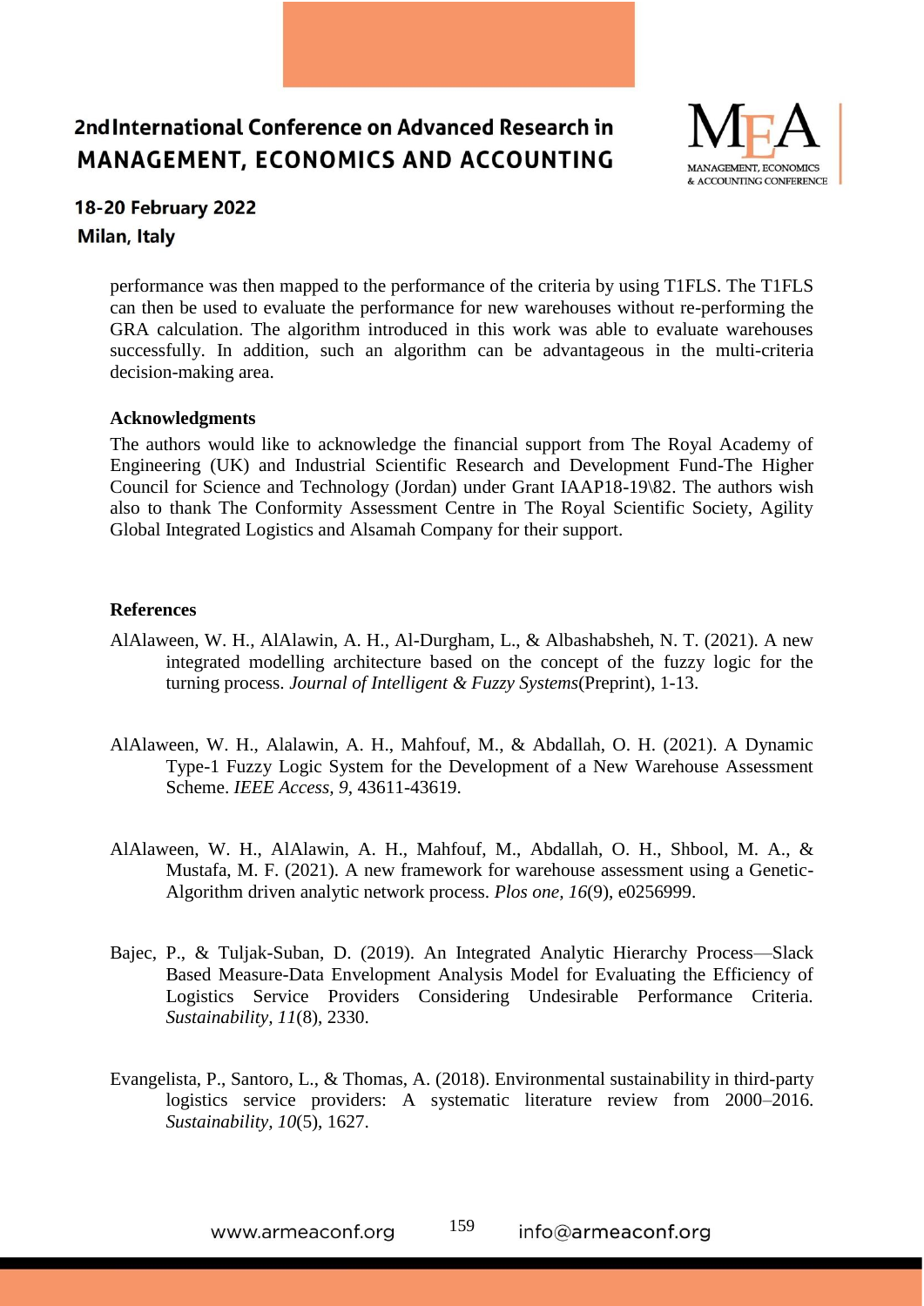performance was then mapped to the performance of the criteria by using T1FLS. The T1FLS can then be used to evaluate the performance for new warehouses without re-performing the GRA calculation. The algorithm introduced in this work was able to evaluate warehouses successfully. In addition, such an algorithm can be advantageous in the multi-criteria decision-making area.

### Acknowledgments

The authors would like to acknowledge the financial support from The Royal Academy of Engineering (UK) and Industrial Scientific Research and Development Fund-The Higher Council for Science and Technology (Jordan) under Grant IAAP18-19\82. The authors wish also to thank The Conformity Assessment Centre in The Royal Scientific Society, Agility Global Integrated Logistics and Alsamah Company for their support.

### References

AlAlaween, W. H., AlAlawin, A. H., Al-Durgham, L., & Albashabsheh, N. T. (2021). A new integrated modelling architecture based on the concept of the fuzzy logic for the turning process. *Journal of Intelligent & Fuzzy Systems*(Preprint), 1-13.

AlAlaween, W. H., Alalawin, A. H., Mahfouf, M., & Abdallah, O. H. (2021). A Dynamic Type-1 Fuzzy Logic System for the Development of a New Warehouse Assessment Scheme. *IEEE Access*, *9*, 43611-43619.

AlAlaween, W. H., AlAlawin, A. H., Mahfouf, M., Abdallah, O. H., Shbool, M. A., & Mustafa, M. F. (2021). A new framework for warehouse assessment using a Genetic-Algorithm driven analytic network process. *Plos one*, *16*(9), e0256999.

Bajec, P., & Tuljak-Suban, D. (2019). An Integrated Analytic Hierarchy Process—Slack Based Measure-Data Envelopment Analysis Model for Evaluating the Efficiency of Logistics Service Providers Considering Undesirable Performance Criteria. *Sustainability*, *11*(8), 2330.

Evangelista, P., Santoro, L., & Thomas, A. (2018). Environmental sustainability in third-party logistics service providers: A systematic literature review from 2000–2016. *Sustainability*, *10*(5), 1627.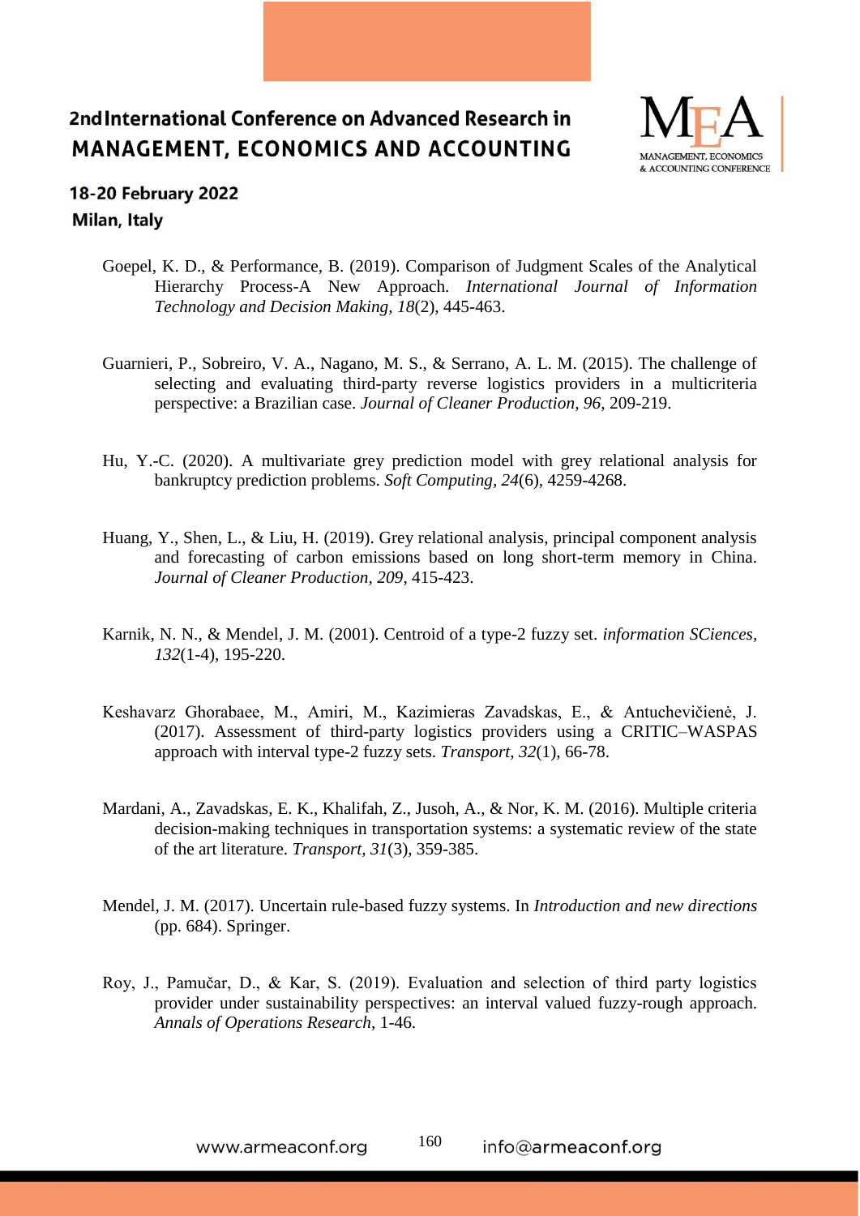Goepel, K. D., & Performance, B. (2019). Comparison of Judgment Scales of the Analytical Hierarchy Process-A New Approach. *International Journal of Information Technology and Decision Making, 18*(2), 445-463.

Guarnieri, P., Sobreiro, V. A., Nagano, M. S., & Serrano, A. L. M. (2015). The challenge of selecting and evaluating third-party reverse logistics providers in a multicriteria perspective: a Brazilian case. *Journal of Cleaner Production, 96*, 209-219.

Hu, Y.-C. (2020). A multivariate grey prediction model with grey relational analysis for bankruptcy prediction problems. *Soft Computing, 24*(6), 4259-4268.

Huang, Y., Shen, L., & Liu, H. (2019). Grey relational analysis, principal component analysis and forecasting of carbon emissions based on long short-term memory in China. *Journal of Cleaner Production, 209*, 415-423.

Karnik, N. N., & Mendel, J. M. (2001). Centroid of a type-2 fuzzy set. *information SCiences, 132*(1-4), 195-220.

Keshavarz Ghorabaee, M., Amiri, M., Kazimieras Zavadskas, E., & Antuchevičienė, J. (2017). Assessment of third-party logistics providers using a CRITIC–WASPAS approach with interval type-2 fuzzy sets. *Transport, 32*(1), 66-78.

Mardani, A., Zavadskas, E. K., Khalifah, Z., Jusoh, A., & Nor, K. M. (2016). Multiple criteria decision-making techniques in transportation systems: a systematic review of the state of the art literature. *Transport, 31*(3), 359-385.

Mendel, J. M. (2017). Uncertain rule-based fuzzy systems. In *Introduction and new directions* (pp. 684). Springer.

Roy, J., Pamučar, D., & Kar, S. (2019). Evaluation and selection of third party logistics provider under sustainability perspectives: an interval valued fuzzy-rough approach. *Annals of Operations Research*, 1-46.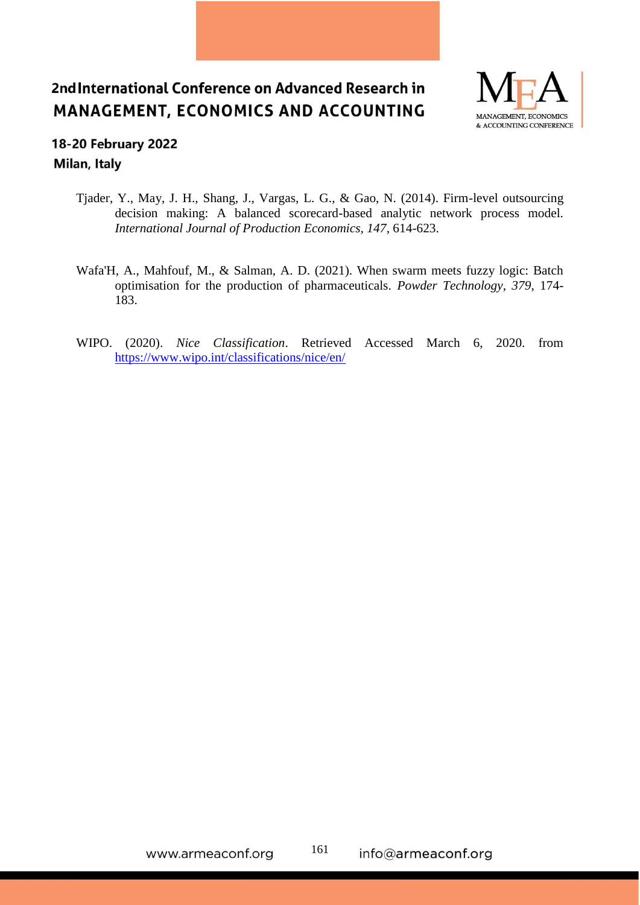Tjader, Y., May, J. H., Shang, J., Vargas, L. G., & Gao, N. (2014). Firm-level outsourcing decision making: A balanced scorecard-based analytic network process model. *International Journal of Production Economics*, *147*, 614-623.

Wafa'H, A., Mahfouf, M., & Salman, A. D. (2021). When swarm meets fuzzy logic: Batch optimisation for the production of pharmaceuticals. *Powder Technology*, *379*, 174-183.

WIPO. (2020). *Nice Classification*. Retrieved Accessed March 6, 2020. from https://www.wipo.int/classifications/nice/en/